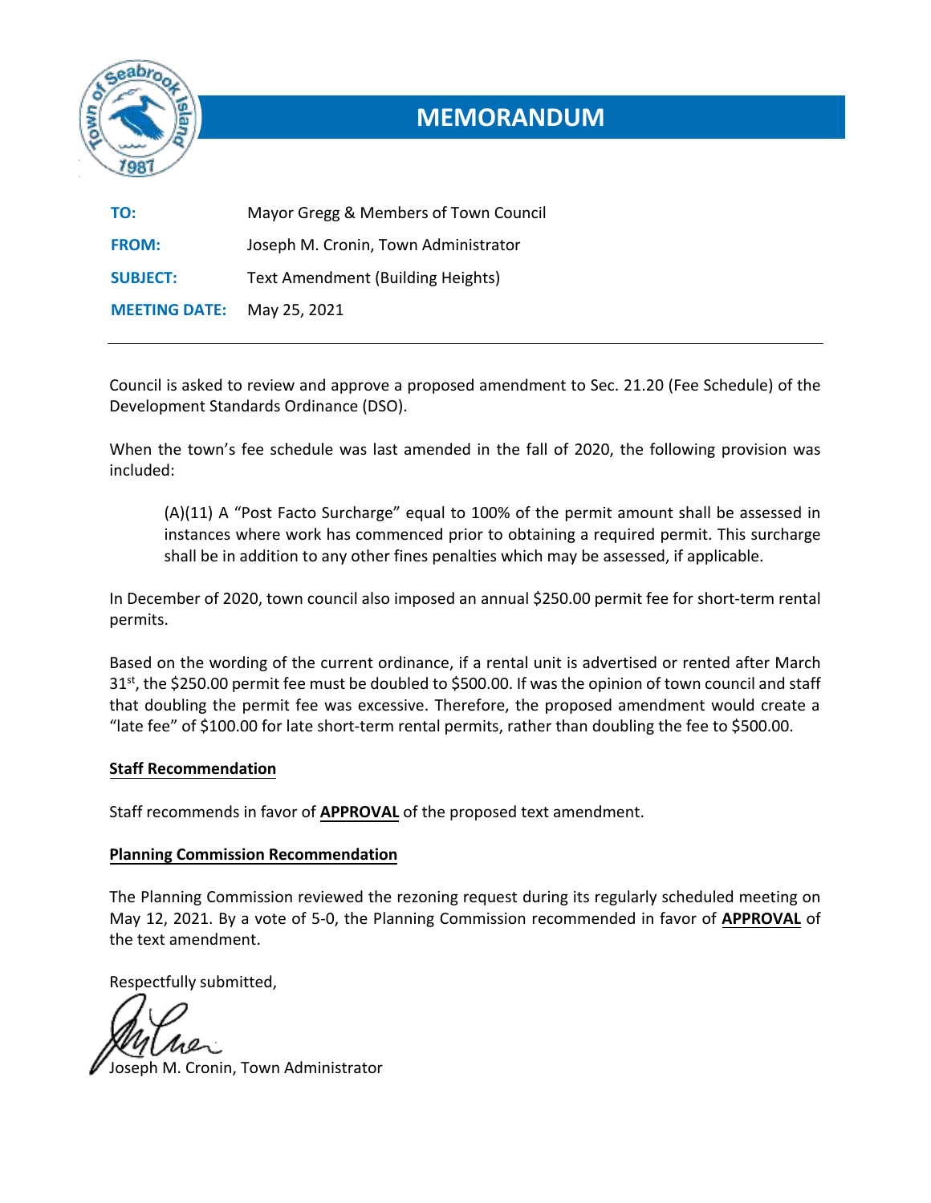# MEMORANDUM

**TO:** Mayor Gregg & Members of Town Council

**FROM:** Joseph M. Cronin, Town Administrator

**SUBJECT:** Text Amendment (Building Heights)

**MEETING DATE:** May 25, 2021

---

Council is asked to review and approve a proposed amendment to Sec. 21.20 (Fee Schedule) of the Development Standards Ordinance (DSO).

When the town's fee schedule was last amended in the fall of 2020, the following provision was included:

> (A)(11) A "Post Facto Surcharge" equal to 100% of the permit amount shall be assessed in instances where work has commenced prior to obtaining a required permit. This surcharge shall be in addition to any other fines penalties which may be assessed, if applicable.

In December of 2020, town council also imposed an annual $250.00 permit fee for short-term rental permits.

Based on the wording of the current ordinance, if a rental unit is advertised or rented after March 31st, the $250.00 permit fee must be doubled to $500.00. If was the opinion of town council and staff that doubling the permit fee was excessive. Therefore, the proposed amendment would create a "late fee" of $100.00 for late short-term rental permits, rather than doubling the fee to $500.00.

**Staff Recommendation**

Staff recommends in favor of **APPROVAL** of the proposed text amendment.

**Planning Commission Recommendation**

The Planning Commission reviewed the rezoning request during its regularly scheduled meeting on May 12, 2021. By a vote of 5-0, the Planning Commission recommended in favor of **APPROVAL** of the text amendment.

Respectfully submitted,

Joseph M. Cronin, Town Administrator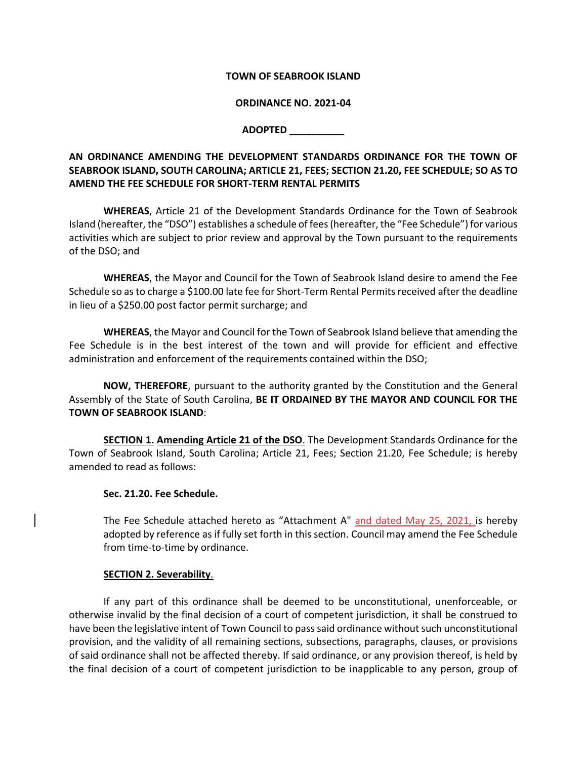**TOWN OF SEABROOK ISLAND**

**ORDINANCE NO. 2021-04**

**ADOPTED \_\_\_\_\_\_\_\_\_\_**

**AN ORDINANCE AMENDING THE DEVELOPMENT STANDARDS ORDINANCE FOR THE TOWN OF SEABROOK ISLAND, SOUTH CAROLINA; ARTICLE 21, FEES; SECTION 21.20, FEE SCHEDULE; SO AS TO AMEND THE FEE SCHEDULE FOR SHORT-TERM RENTAL PERMITS**

**WHEREAS**, Article 21 of the Development Standards Ordinance for the Town of Seabrook Island (hereafter, the "DSO") establishes a schedule of fees (hereafter, the "Fee Schedule") for various activities which are subject to prior review and approval by the Town pursuant to the requirements of the DSO; and

**WHEREAS**, the Mayor and Council for the Town of Seabrook Island desire to amend the Fee Schedule so as to charge a $100.00 late fee for Short-Term Rental Permits received after the deadline in lieu of a $250.00 post factor permit surcharge; and

**WHEREAS**, the Mayor and Council for the Town of Seabrook Island believe that amending the Fee Schedule is in the best interest of the town and will provide for efficient and effective administration and enforcement of the requirements contained within the DSO;

**NOW, THEREFORE**, pursuant to the authority granted by the Constitution and the General Assembly of the State of South Carolina, **BE IT ORDAINED BY THE MAYOR AND COUNCIL FOR THE TOWN OF SEABROOK ISLAND**:

**SECTION 1. Amending Article 21 of the DSO**. The Development Standards Ordinance for the Town of Seabrook Island, South Carolina; Article 21, Fees; Section 21.20, Fee Schedule; is hereby amended to read as follows:

> **Sec. 21.20. Fee Schedule.**
>
> The Fee Schedule attached hereto as "Attachment A" and dated May 25, 2021, is hereby adopted by reference as if fully set forth in this section. Council may amend the Fee Schedule from time-to-time by ordinance.

**SECTION 2. Severability**.

If any part of this ordinance shall be deemed to be unconstitutional, unenforceable, or otherwise invalid by the final decision of a court of competent jurisdiction, it shall be construed to have been the legislative intent of Town Council to pass said ordinance without such unconstitutional provision, and the validity of all remaining sections, subsections, paragraphs, clauses, or provisions of said ordinance shall not be affected thereby. If said ordinance, or any provision thereof, is held by the final decision of a court of competent jurisdiction to be inapplicable to any person, group of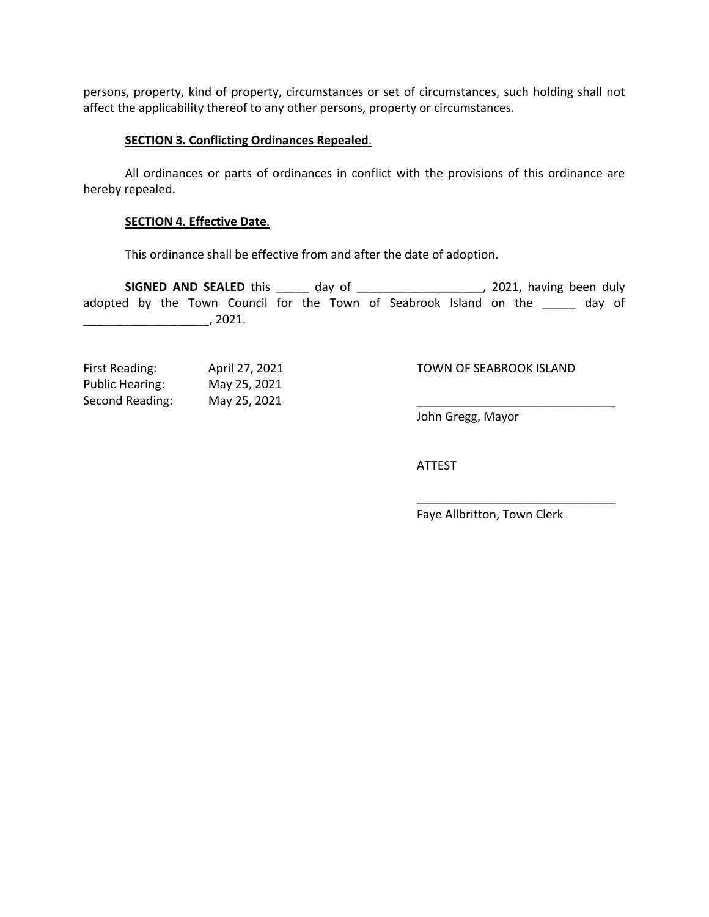persons, property, kind of property, circumstances or set of circumstances, such holding shall not affect the applicability thereof to any other persons, property or circumstances.

**SECTION 3. Conflicting Ordinances Repealed**.

All ordinances or parts of ordinances in conflict with the provisions of this ordinance are hereby repealed.

**SECTION 4. Effective Date**.

This ordinance shall be effective from and after the date of adoption.

**SIGNED AND SEALED** this _____ day of ___________________, 2021, having been duly adopted by the Town Council for the Town of Seabrook Island on the _____ day of ___________________, 2021.

First Reading: April 27, 2021
Public Hearing: May 25, 2021
Second Reading: May 25, 2021

TOWN OF SEABROOK ISLAND

______________________________
John Gregg, Mayor

ATTEST

______________________________
Faye Allbritton, Town Clerk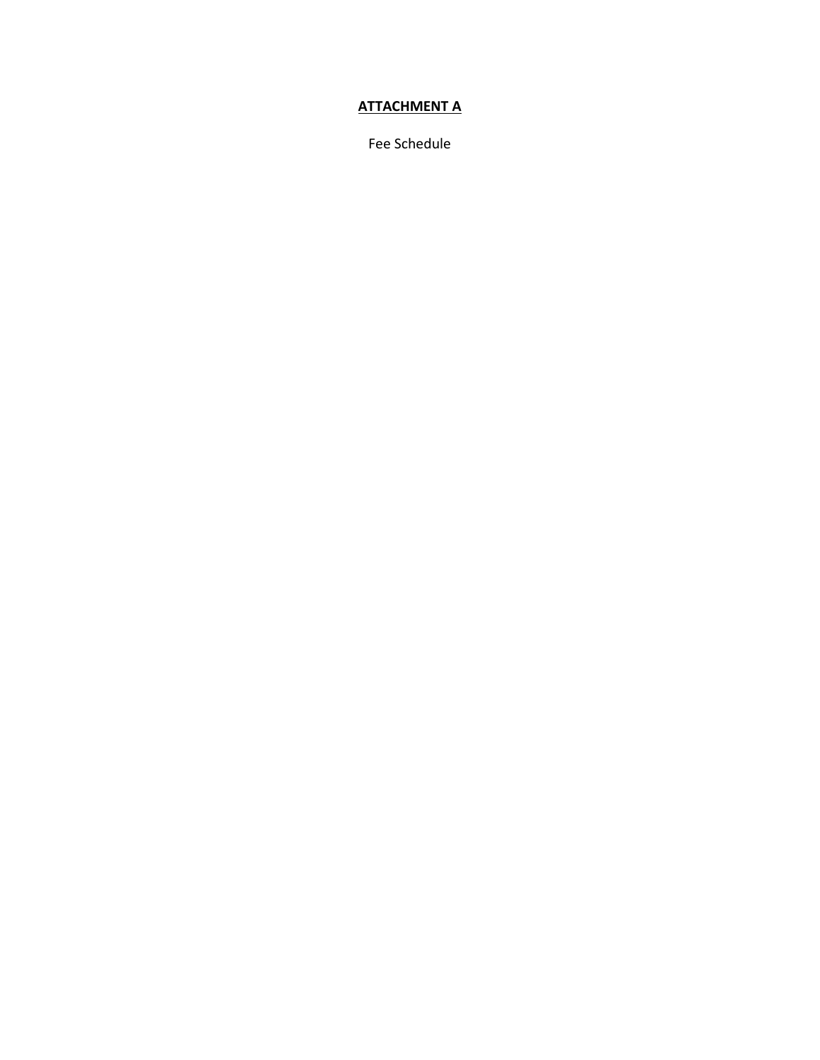**ATTACHMENT A**

Fee Schedule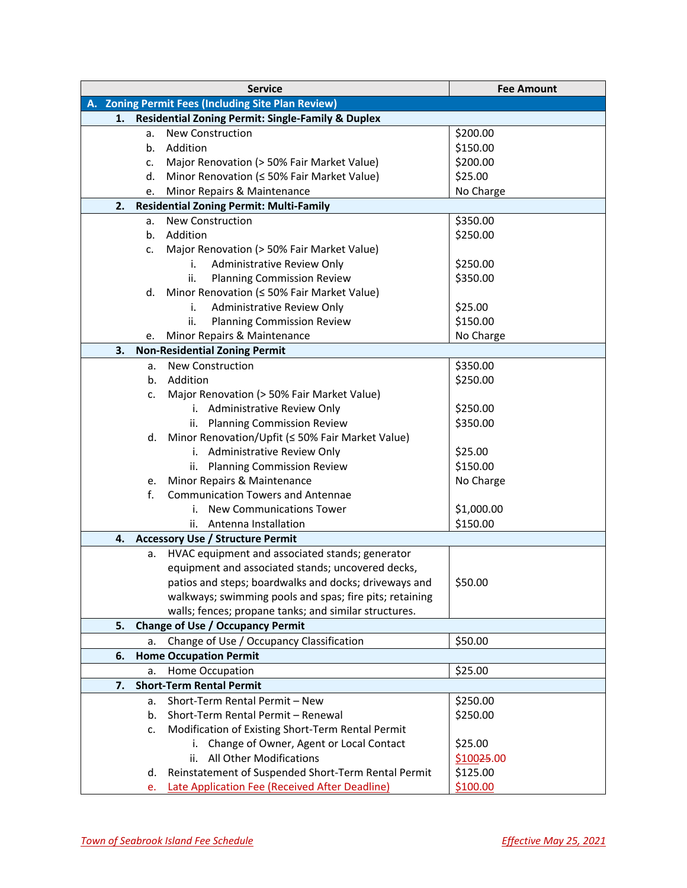| Service | Fee Amount |
|---|---|
| **A. Zoning Permit Fees (Including Site Plan Review)** | |
| **1. Residential Zoning Permit: Single-Family & Duplex** | |
| a. New Construction | $200.00 |
| b. Addition | $150.00 |
| c. Major Renovation (> 50% Fair Market Value) | $200.00 |
| d. Minor Renovation (≤ 50% Fair Market Value) | $25.00 |
| e. Minor Repairs & Maintenance | No Charge |
| **2. Residential Zoning Permit: Multi-Family** | |
| a. New Construction | $350.00 |
| b. Addition | $250.00 |
| c. Major Renovation (> 50% Fair Market Value) | |
| i. Administrative Review Only | $250.00 |
| ii. Planning Commission Review | $350.00 |
| d. Minor Renovation (≤ 50% Fair Market Value) | |
| i. Administrative Review Only | $25.00 |
| ii. Planning Commission Review | $150.00 |
| e. Minor Repairs & Maintenance | No Charge |
| **3. Non-Residential Zoning Permit** | |
| a. New Construction | $350.00 |
| b. Addition | $250.00 |
| c. Major Renovation (> 50% Fair Market Value) | |
| i. Administrative Review Only | $250.00 |
| ii. Planning Commission Review | $350.00 |
| d. Minor Renovation/Upfit (≤ 50% Fair Market Value) | |
| i. Administrative Review Only | $25.00 |
| ii. Planning Commission Review | $150.00 |
| e. Minor Repairs & Maintenance | No Charge |
| f. Communication Towers and Antennae | |
| i. New Communications Tower | $1,000.00 |
| ii. Antenna Installation | $150.00 |
| **4. Accessory Use / Structure Permit** | |
| a. HVAC equipment and associated stands; generator equipment and associated stands; uncovered decks, patios and steps; boardwalks and docks; driveways and walkways; swimming pools and spas; fire pits; retaining walls; fences; propane tanks; and similar structures. | $50.00 |
| **5. Change of Use / Occupancy Permit** | |
| a. Change of Use / Occupancy Classification | $50.00 |
| **6. Home Occupation Permit** | |
| a. Home Occupation | $25.00 |
| **7. Short-Term Rental Permit** | |
| a. Short-Term Rental Permit – New | $250.00 |
| b. Short-Term Rental Permit – Renewal | $250.00 |
| c. Modification of Existing Short-Term Rental Permit | |
| i. Change of Owner, Agent or Local Contact | $25.00 |
| ii. All Other Modifications | $100~~25~~.00 |
| d. Reinstatement of Suspended Short-Term Rental Permit | $125.00 |
| e. Late Application Fee (Received After Deadline) | $100.00 |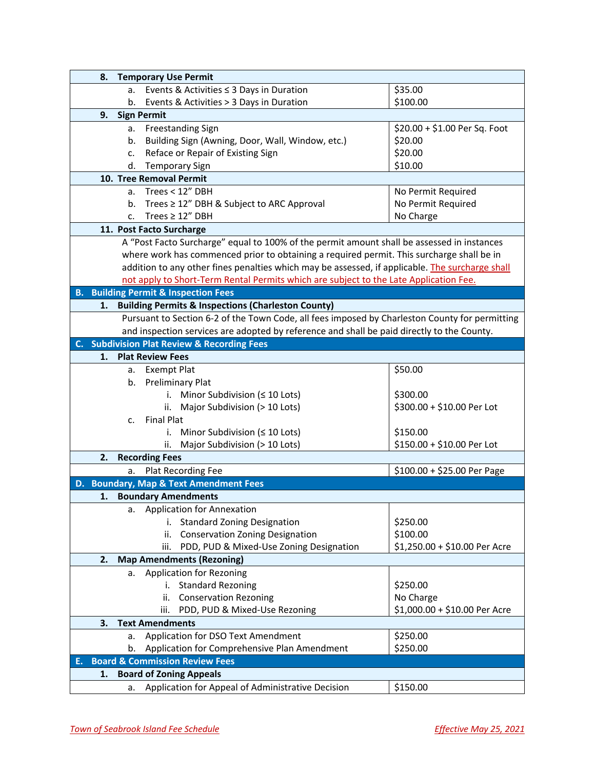| Item | Fee |
|---|---|
| **8. Temporary Use Permit** | |
| a. Events & Activities ≤ 3 Days in Duration | $35.00 |
| b. Events & Activities > 3 Days in Duration | $100.00 |
| **9. Sign Permit** | |
| a. Freestanding Sign | $20.00 + $1.00 Per Sq. Foot |
| b. Building Sign (Awning, Door, Wall, Window, etc.) | $20.00 |
| c. Reface or Repair of Existing Sign | $20.00 |
| d. Temporary Sign | $10.00 |
| **10. Tree Removal Permit** | |
| a. Trees < 12” DBH | No Permit Required |
| b. Trees ≥ 12” DBH & Subject to ARC Approval | No Permit Required |
| c. Trees ≥ 12” DBH | No Charge |
| **11. Post Facto Surcharge** | |
| A “Post Facto Surcharge” equal to 100% of the permit amount shall be assessed in instances where work has commenced prior to obtaining a required permit. This surcharge shall be in addition to any other fines penalties which may be assessed, if applicable. The surcharge shall not apply to Short-Term Rental Permits which are subject to the Late Application Fee. | |
| **B. Building Permit & Inspection Fees** | |
| **1. Building Permits & Inspections (Charleston County)** | |
| Pursuant to Section 6-2 of the Town Code, all fees imposed by Charleston County for permitting and inspection services are adopted by reference and shall be paid directly to the County. | |
| **C. Subdivision Plat Review & Recording Fees** | |
| **1. Plat Review Fees** | |
| a. Exempt Plat | $50.00 |
| b. Preliminary Plat | |
| i. Minor Subdivision (≤ 10 Lots) | $300.00 |
| ii. Major Subdivision (> 10 Lots) | $300.00 + $10.00 Per Lot |
| c. Final Plat | |
| i. Minor Subdivision (≤ 10 Lots) | $150.00 |
| ii. Major Subdivision (> 10 Lots) | $150.00 + $10.00 Per Lot |
| **2. Recording Fees** | |
| a. Plat Recording Fee | $100.00 + $25.00 Per Page |
| **D. Boundary, Map & Text Amendment Fees** | |
| **1. Boundary Amendments** | |
| a. Application for Annexation | |
| i. Standard Zoning Designation | $250.00 |
| ii. Conservation Zoning Designation | $100.00 |
| iii. PDD, PUD & Mixed-Use Zoning Designation | $1,250.00 + $10.00 Per Acre |
| **2. Map Amendments (Rezoning)** | |
| a. Application for Rezoning | |
| i. Standard Rezoning | $250.00 |
| ii. Conservation Rezoning | No Charge |
| iii. PDD, PUD & Mixed-Use Rezoning | $1,000.00 + $10.00 Per Acre |
| **3. Text Amendments** | |
| a. Application for DSO Text Amendment | $250.00 |
| b. Application for Comprehensive Plan Amendment | $250.00 |
| **E. Board & Commission Review Fees** | |
| **1. Board of Zoning Appeals** | |
| a. Application for Appeal of Administrative Decision | $150.00 |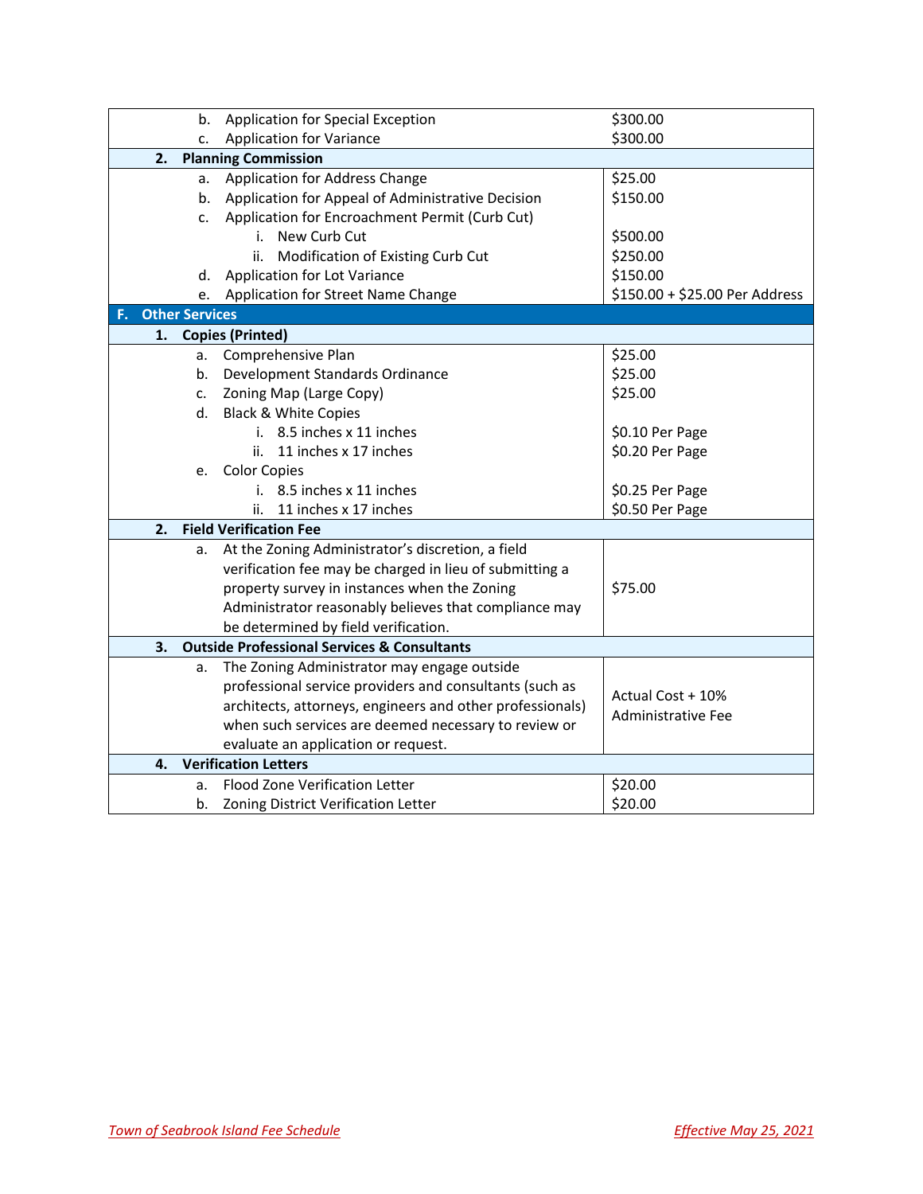| | |
|---|---|
| b. Application for Special Exception | $300.00 |
| c. Application for Variance | $300.00 |
| **2. Planning Commission** | |
| a. Application for Address Change | $25.00 |
| b. Application for Appeal of Administrative Decision | $150.00 |
| c. Application for Encroachment Permit (Curb Cut) | |
| i. New Curb Cut | $500.00 |
| ii. Modification of Existing Curb Cut | $250.00 |
| d. Application for Lot Variance | $150.00 |
| e. Application for Street Name Change | $150.00 + $25.00 Per Address |
| **F. Other Services** | |
| **1. Copies (Printed)** | |
| a. Comprehensive Plan | $25.00 |
| b. Development Standards Ordinance | $25.00 |
| c. Zoning Map (Large Copy) | $25.00 |
| d. Black & White Copies | |
| i. 8.5 inches x 11 inches | $0.10 Per Page |
| ii. 11 inches x 17 inches | $0.20 Per Page |
| e. Color Copies | |
| i. 8.5 inches x 11 inches | $0.25 Per Page |
| ii. 11 inches x 17 inches | $0.50 Per Page |
| **2. Field Verification Fee** | |
| a. At the Zoning Administrator's discretion, a field verification fee may be charged in lieu of submitting a property survey in instances when the Zoning Administrator reasonably believes that compliance may be determined by field verification. | $75.00 |
| **3. Outside Professional Services & Consultants** | |
| a. The Zoning Administrator may engage outside professional service providers and consultants (such as architects, attorneys, engineers and other professionals) when such services are deemed necessary to review or evaluate an application or request. | Actual Cost + 10% Administrative Fee |
| **4. Verification Letters** | |
| a. Flood Zone Verification Letter | $20.00 |
| b. Zoning District Verification Letter | $20.00 |